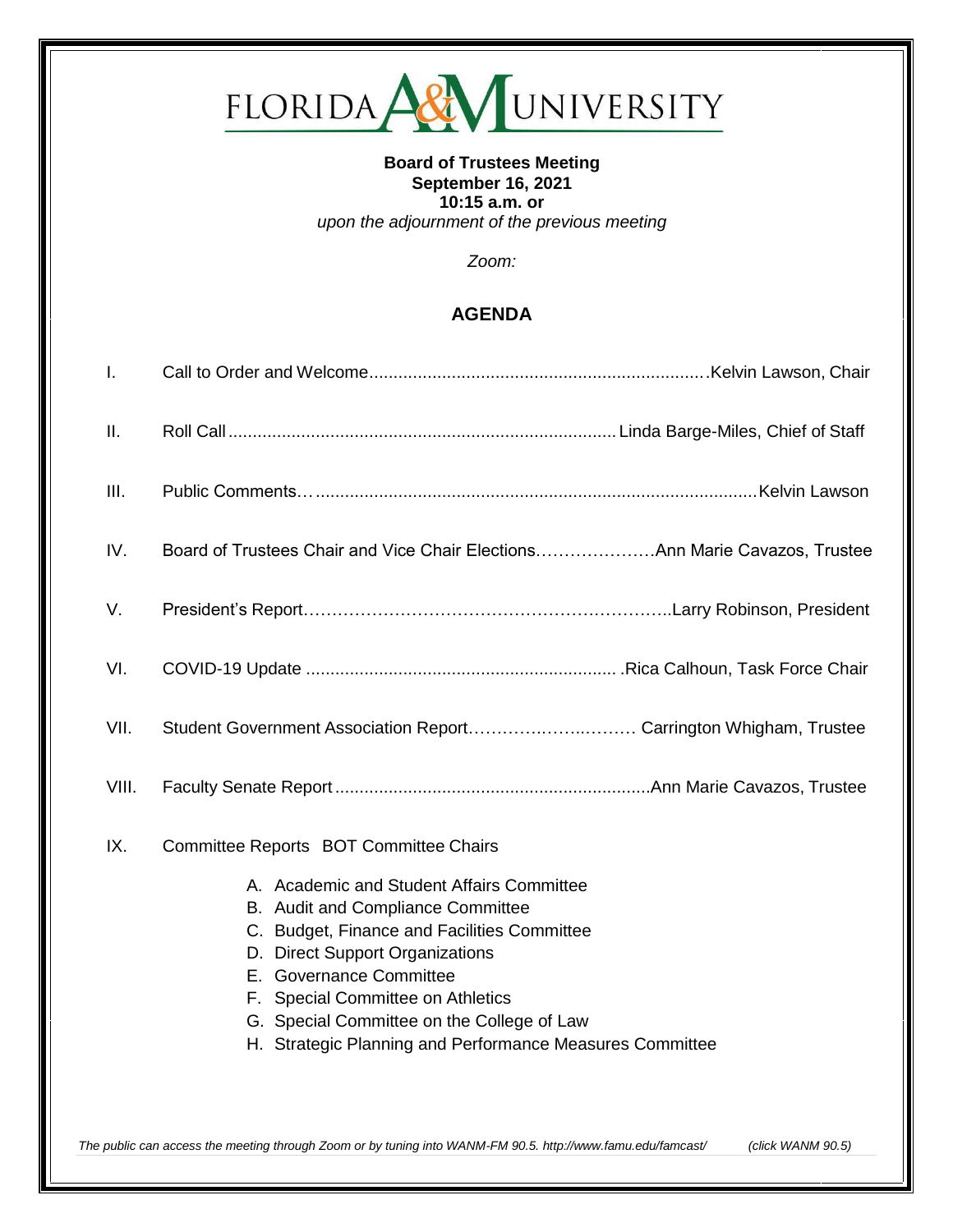# FLORIDA A&M UNIVERSITY

**Board of Trustees Meeting**
**September 16, 2021**
**10:15 a.m. or**
*upon the adjournment of the previous meeting*

*Zoom:*

## AGENDA

I. Call to Order and Welcome....................................................................Kelvin Lawson, Chair

II. Roll Call...............................................................................Linda Barge-Miles, Chief of Staff

III. Public Comments…..........................................................................................Kelvin Lawson

IV. Board of Trustees Chair and Vice Chair Elections…………………Ann Marie Cavazos, Trustee

V. President's Report……………………………………………………..Larry Robinson, President

VI. COVID-19 Update ............................................................... .Rica Calhoun, Task Force Chair

VII. Student Government Association Report……………..……..……… Carrington Whigham, Trustee

VIII. Faculty Senate Report................................................................Ann Marie Cavazos, Trustee

IX. Committee Reports BOT Committee Chairs

   A. Academic and Student Affairs Committee
   B. Audit and Compliance Committee
   C. Budget, Finance and Facilities Committee
   D. Direct Support Organizations
   E. Governance Committee
   F. Special Committee on Athletics
   G. Special Committee on the College of Law
   H. Strategic Planning and Performance Measures Committee

*The public can access the meeting through Zoom or by tuning into WANM-FM 90.5. http://www.famu.edu/famcast/ (click WANM 90.5)*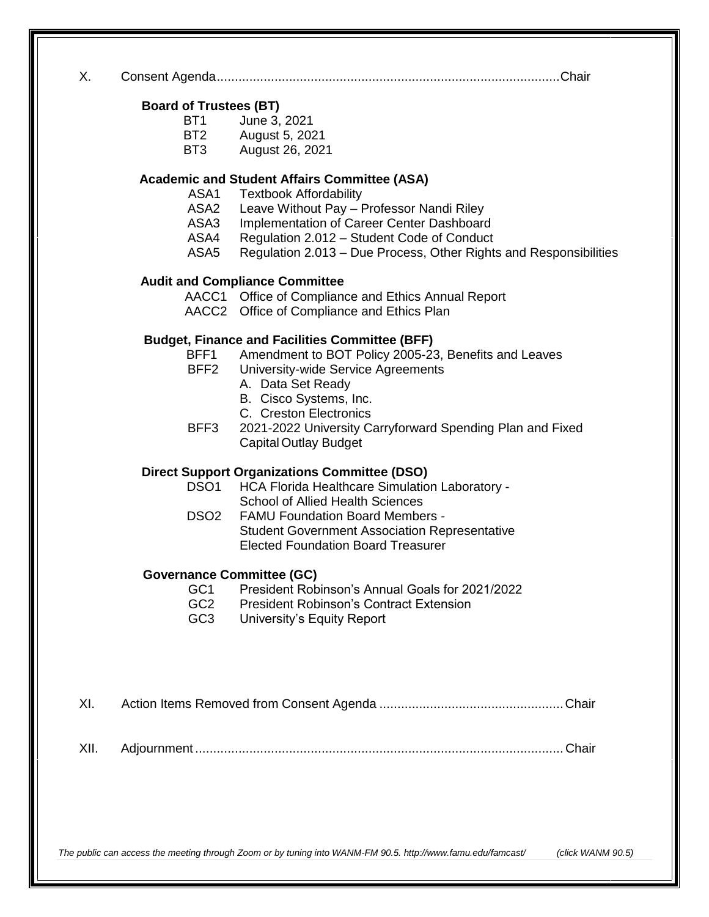X. Consent Agenda............................................................................................Chair

**Board of Trustees (BT)**

- BT1 June 3, 2021
- BT2 August 5, 2021
- BT3 August 26, 2021

**Academic and Student Affairs Committee (ASA)**

- ASA1 Textbook Affordability
- ASA2 Leave Without Pay – Professor Nandi Riley
- ASA3 Implementation of Career Center Dashboard
- ASA4 Regulation 2.012 – Student Code of Conduct
- ASA5 Regulation 2.013 – Due Process, Other Rights and Responsibilities

**Audit and Compliance Committee**

- AACC1 Office of Compliance and Ethics Annual Report
- AACC2 Office of Compliance and Ethics Plan

**Budget, Finance and Facilities Committee (BFF)**

- BFF1 Amendment to BOT Policy 2005-23, Benefits and Leaves
- BFF2 University-wide Service Agreements
  - A. Data Set Ready
  - B. Cisco Systems, Inc.
  - C. Creston Electronics
- BFF3 2021-2022 University Carryforward Spending Plan and Fixed Capital Outlay Budget

**Direct Support Organizations Committee (DSO)**

- DSO1 HCA Florida Healthcare Simulation Laboratory - School of Allied Health Sciences
- DSO2 FAMU Foundation Board Members - Student Government Association Representative Elected Foundation Board Treasurer

**Governance Committee (GC)**

- GC1 President Robinson's Annual Goals for 2021/2022
- GC2 President Robinson's Contract Extension
- GC3 University's Equity Report

XI. Action Items Removed from Consent Agenda ..................................................Chair

XII. Adjournment....................................................................................................Chair

*The public can access the meeting through Zoom or by tuning into WANM-FM 90.5. http://www.famu.edu/famcast/ (click WANM 90.5)*